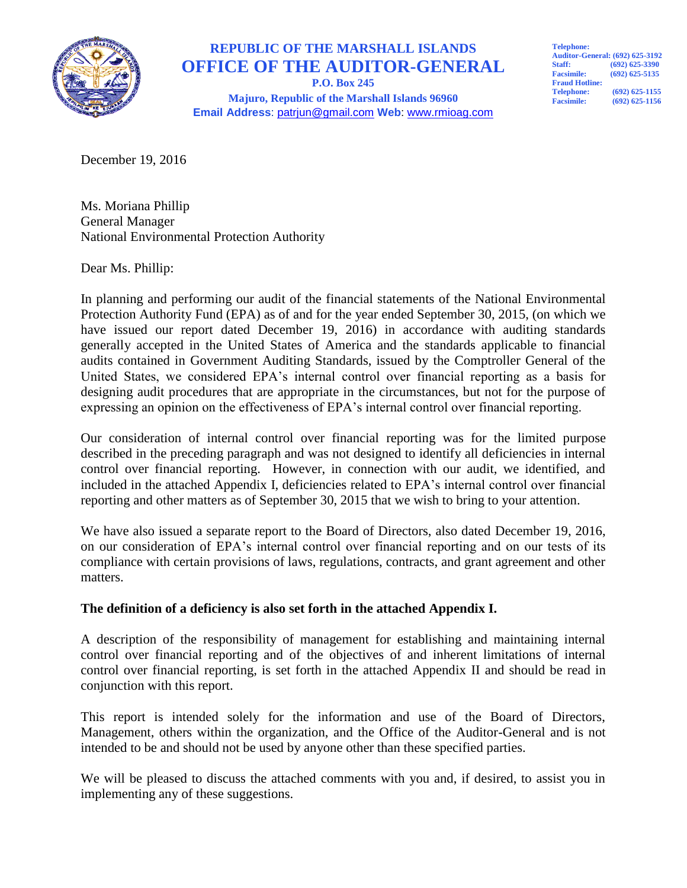# REPUBLIC OF THE MARSHALL ISLANDS
# OFFICE OF THE AUDITOR-GENERAL

**P.O. Box 245**

**Majuro, Republic of the Marshall Islands 96960**

**Email Address**: patrjun@gmail.com **Web**: www.rmioag.com

**Telephone:**
**Auditor-General: (692) 625-3192**
**Staff: (692) 625-3390**
**Facsimile: (692) 625-5135**
**Fraud Hotline:**
**Telephone: (692) 625-1155**
**Facsimile: (692) 625-1156**

December 19, 2016

Ms. Moriana Phillip
General Manager
National Environmental Protection Authority

Dear Ms. Phillip:

In planning and performing our audit of the financial statements of the National Environmental Protection Authority Fund (EPA) as of and for the year ended September 30, 2015, (on which we have issued our report dated December 19, 2016) in accordance with auditing standards generally accepted in the United States of America and the standards applicable to financial audits contained in Government Auditing Standards, issued by the Comptroller General of the United States, we considered EPA's internal control over financial reporting as a basis for designing audit procedures that are appropriate in the circumstances, but not for the purpose of expressing an opinion on the effectiveness of EPA's internal control over financial reporting.

Our consideration of internal control over financial reporting was for the limited purpose described in the preceding paragraph and was not designed to identify all deficiencies in internal control over financial reporting. However, in connection with our audit, we identified, and included in the attached Appendix I, deficiencies related to EPA's internal control over financial reporting and other matters as of September 30, 2015 that we wish to bring to your attention.

We have also issued a separate report to the Board of Directors, also dated December 19, 2016, on our consideration of EPA's internal control over financial reporting and on our tests of its compliance with certain provisions of laws, regulations, contracts, and grant agreement and other matters.

**The definition of a deficiency is also set forth in the attached Appendix I.**

A description of the responsibility of management for establishing and maintaining internal control over financial reporting and of the objectives of and inherent limitations of internal control over financial reporting, is set forth in the attached Appendix II and should be read in conjunction with this report.

This report is intended solely for the information and use of the Board of Directors, Management, others within the organization, and the Office of the Auditor-General and is not intended to be and should not be used by anyone other than these specified parties.

We will be pleased to discuss the attached comments with you and, if desired, to assist you in implementing any of these suggestions.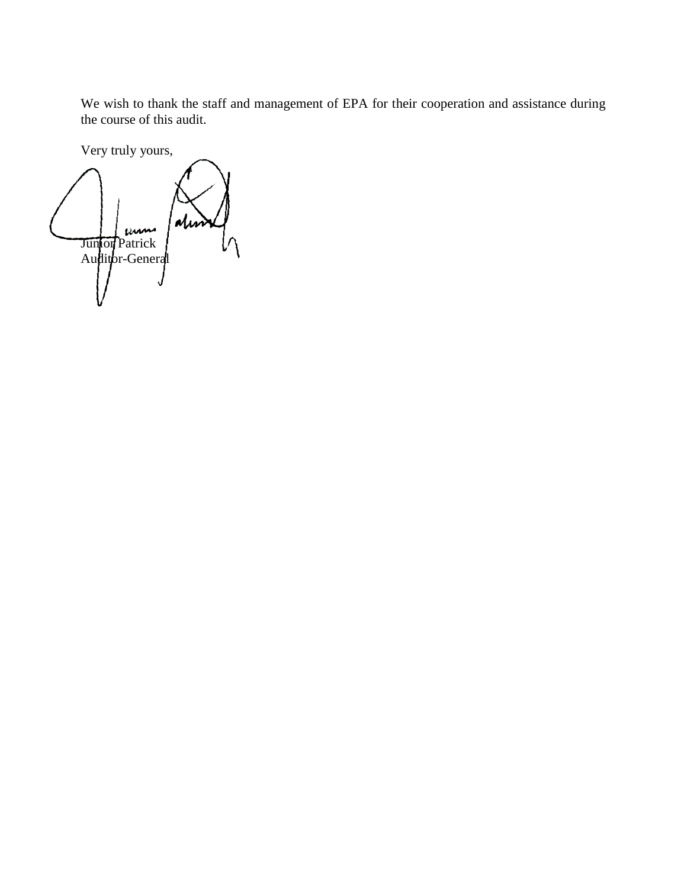We wish to thank the staff and management of EPA for their cooperation and assistance during the course of this audit.

Very truly yours,

Junior Patrick
Auditor-General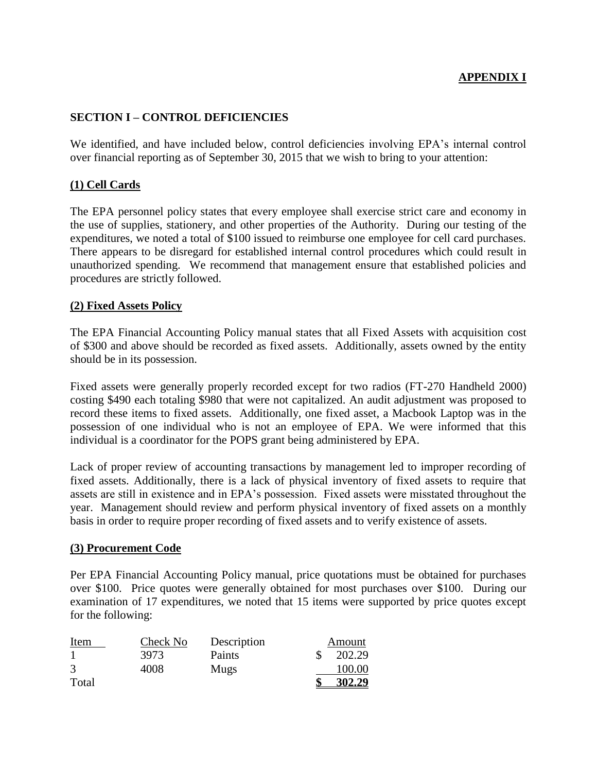**APPENDIX I**

## SECTION I – CONTROL DEFICIENCIES

We identified, and have included below, control deficiencies involving EPA's internal control over financial reporting as of September 30, 2015 that we wish to bring to your attention:

### (1) Cell Cards

The EPA personnel policy states that every employee shall exercise strict care and economy in the use of supplies, stationery, and other properties of the Authority. During our testing of the expenditures, we noted a total of $100 issued to reimburse one employee for cell card purchases. There appears to be disregard for established internal control procedures which could result in unauthorized spending. We recommend that management ensure that established policies and procedures are strictly followed.

### (2) Fixed Assets Policy

The EPA Financial Accounting Policy manual states that all Fixed Assets with acquisition cost of $300 and above should be recorded as fixed assets. Additionally, assets owned by the entity should be in its possession.

Fixed assets were generally properly recorded except for two radios (FT-270 Handheld 2000) costing $490 each totaling $980 that were not capitalized. An audit adjustment was proposed to record these items to fixed assets. Additionally, one fixed asset, a Macbook Laptop was in the possession of one individual who is not an employee of EPA. We were informed that this individual is a coordinator for the POPS grant being administered by EPA.

Lack of proper review of accounting transactions by management led to improper recording of fixed assets. Additionally, there is a lack of physical inventory of fixed assets to require that assets are still in existence and in EPA's possession. Fixed assets were misstated throughout the year. Management should review and perform physical inventory of fixed assets on a monthly basis in order to require proper recording of fixed assets and to verify existence of assets.

### (3) Procurement Code

Per EPA Financial Accounting Policy manual, price quotations must be obtained for purchases over $100. Price quotes were generally obtained for most purchases over $100. During our examination of 17 expenditures, we noted that 15 items were supported by price quotes except for the following:

| Item | Check No | Description | Amount |
|---|---|---|---|
| 1 | 3973 | Paints | $ 202.29 |
| 3 | 4008 | Mugs | 100.00 |
| Total | | | **$ 302.29** |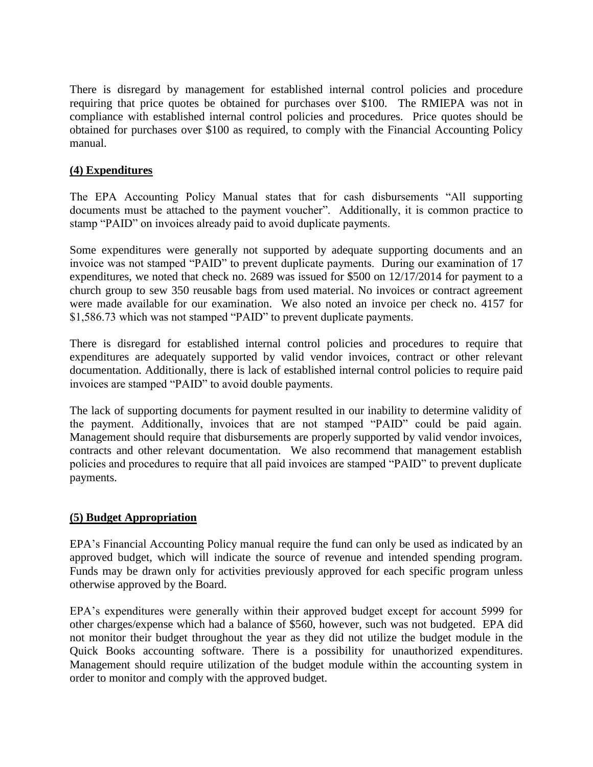There is disregard by management for established internal control policies and procedure requiring that price quotes be obtained for purchases over $100. The RMIEPA was not in compliance with established internal control policies and procedures. Price quotes should be obtained for purchases over $100 as required, to comply with the Financial Accounting Policy manual.

**(4) Expenditures**

The EPA Accounting Policy Manual states that for cash disbursements "All supporting documents must be attached to the payment voucher". Additionally, it is common practice to stamp "PAID" on invoices already paid to avoid duplicate payments.

Some expenditures were generally not supported by adequate supporting documents and an invoice was not stamped "PAID" to prevent duplicate payments. During our examination of 17 expenditures, we noted that check no. 2689 was issued for $500 on 12/17/2014 for payment to a church group to sew 350 reusable bags from used material. No invoices or contract agreement were made available for our examination. We also noted an invoice per check no. 4157 for $1,586.73 which was not stamped "PAID" to prevent duplicate payments.

There is disregard for established internal control policies and procedures to require that expenditures are adequately supported by valid vendor invoices, contract or other relevant documentation. Additionally, there is lack of established internal control policies to require paid invoices are stamped "PAID" to avoid double payments.

The lack of supporting documents for payment resulted in our inability to determine validity of the payment. Additionally, invoices that are not stamped "PAID" could be paid again. Management should require that disbursements are properly supported by valid vendor invoices, contracts and other relevant documentation. We also recommend that management establish policies and procedures to require that all paid invoices are stamped "PAID" to prevent duplicate payments.

**(5) Budget Appropriation**

EPA's Financial Accounting Policy manual require the fund can only be used as indicated by an approved budget, which will indicate the source of revenue and intended spending program. Funds may be drawn only for activities previously approved for each specific program unless otherwise approved by the Board.

EPA's expenditures were generally within their approved budget except for account 5999 for other charges/expense which had a balance of $560, however, such was not budgeted. EPA did not monitor their budget throughout the year as they did not utilize the budget module in the Quick Books accounting software. There is a possibility for unauthorized expenditures. Management should require utilization of the budget module within the accounting system in order to monitor and comply with the approved budget.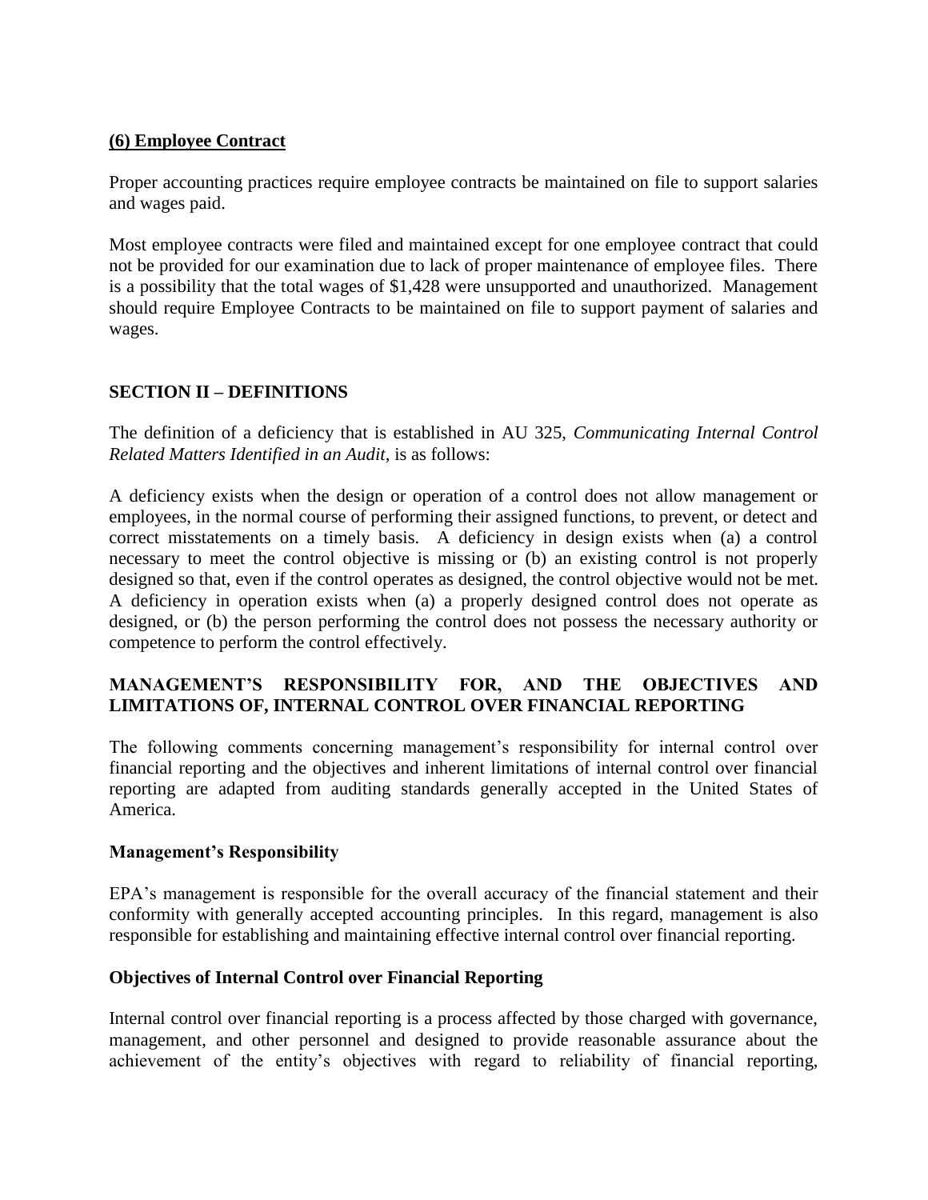**(6) Employee Contract**

Proper accounting practices require employee contracts be maintained on file to support salaries and wages paid.

Most employee contracts were filed and maintained except for one employee contract that could not be provided for our examination due to lack of proper maintenance of employee files. There is a possibility that the total wages of $1,428 were unsupported and unauthorized. Management should require Employee Contracts to be maintained on file to support payment of salaries and wages.

## SECTION II – DEFINITIONS

The definition of a deficiency that is established in AU 325, *Communicating Internal Control Related Matters Identified in an Audit*, is as follows:

A deficiency exists when the design or operation of a control does not allow management or employees, in the normal course of performing their assigned functions, to prevent, or detect and correct misstatements on a timely basis. A deficiency in design exists when (a) a control necessary to meet the control objective is missing or (b) an existing control is not properly designed so that, even if the control operates as designed, the control objective would not be met. A deficiency in operation exists when (a) a properly designed control does not operate as designed, or (b) the person performing the control does not possess the necessary authority or competence to perform the control effectively.

## MANAGEMENT'S RESPONSIBILITY FOR, AND THE OBJECTIVES AND LIMITATIONS OF, INTERNAL CONTROL OVER FINANCIAL REPORTING

The following comments concerning management's responsibility for internal control over financial reporting and the objectives and inherent limitations of internal control over financial reporting are adapted from auditing standards generally accepted in the United States of America.

### Management's Responsibility

EPA's management is responsible for the overall accuracy of the financial statement and their conformity with generally accepted accounting principles. In this regard, management is also responsible for establishing and maintaining effective internal control over financial reporting.

### Objectives of Internal Control over Financial Reporting

Internal control over financial reporting is a process affected by those charged with governance, management, and other personnel and designed to provide reasonable assurance about the achievement of the entity's objectives with regard to reliability of financial reporting,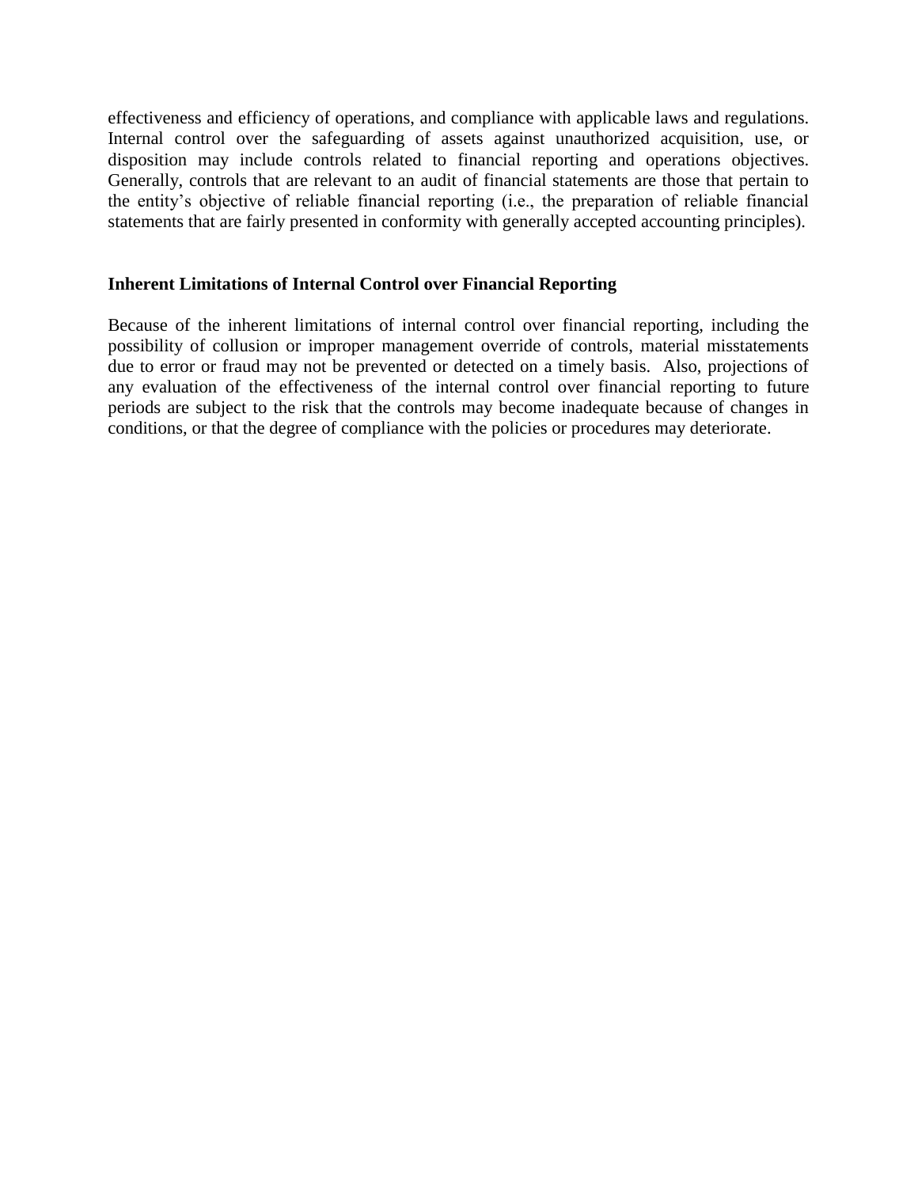effectiveness and efficiency of operations, and compliance with applicable laws and regulations. Internal control over the safeguarding of assets against unauthorized acquisition, use, or disposition may include controls related to financial reporting and operations objectives. Generally, controls that are relevant to an audit of financial statements are those that pertain to the entity's objective of reliable financial reporting (i.e., the preparation of reliable financial statements that are fairly presented in conformity with generally accepted accounting principles).

**Inherent Limitations of Internal Control over Financial Reporting**

Because of the inherent limitations of internal control over financial reporting, including the possibility of collusion or improper management override of controls, material misstatements due to error or fraud may not be prevented or detected on a timely basis. Also, projections of any evaluation of the effectiveness of the internal control over financial reporting to future periods are subject to the risk that the controls may become inadequate because of changes in conditions, or that the degree of compliance with the policies or procedures may deteriorate.